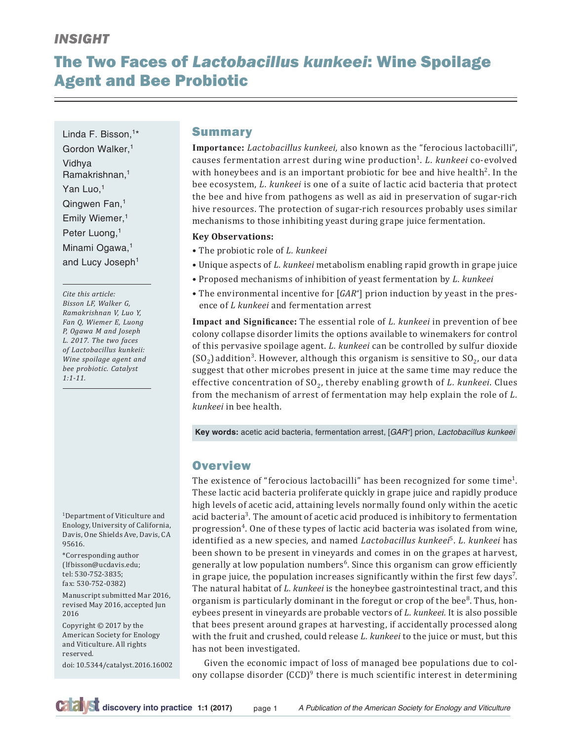*INSIGHT*

# The Two Faces of *Lactobacillus kunkeei*: Wine Spoilage Agent and Bee Probiotic

Linda F. Bisson,[1*] Gordon Walker,[1] Vidhya Ramakrishnan,[1] Yan Luo,[1] Qingwen Fan,[1] Emily Wiemer,[1] Peter Luong,[1] Minami Ogawa,[1] and Lucy Joseph[1]

*Cite this article: Bisson LF, Walker G, Ramakrishnan V, Luo Y, Fan Q, Wiemer E, Luong P, Ogawa M and Joseph L. 2017. The two faces of Lactobacillus kunkeii: Wine spoilage agent and bee probiotic. Catalyst 1:1-11.*

[1]Department of Viticulture and Enology, University of California, Davis, One Shields Ave, Davis, CA 95616.

*Corresponding author (lfbisson@ucdavis.edu; tel: 530-752-3835; fax: 530-752-0382)

Manuscript submitted Mar 2016, revised May 2016, accepted Jun 2016

Copyright © 2017 by the American Society for Enology and Viticulture. All rights reserved.

doi: 10.5344/catalyst.2016.16002

## Summary

**Importance:** *Lactobacillus kunkeei,* also known as the "ferocious lactobacilli", causes fermentation arrest during wine production[1]. *L. kunkeei* co-evolved with honeybees and is an important probiotic for bee and hive health[2]. In the bee ecosystem, *L. kunkeei* is one of a suite of lactic acid bacteria that protect the bee and hive from pathogens as well as aid in preservation of sugar-rich hive resources. The protection of sugar-rich resources probably uses similar mechanisms to those inhibiting yeast during grape juice fermentation.

**Key Observations:**

- The probiotic role of *L. kunkeei*
- Unique aspects of *L. kunkeei* metabolism enabling rapid growth in grape juice
- Proposed mechanisms of inhibition of yeast fermentation by *L. kunkeei*
- The environmental incentive for [*GAR*+] prion induction by yeast in the presence of *L kunkeei* and fermentation arrest

**Impact and Significance:** The essential role of *L. kunkeei* in prevention of bee colony collapse disorder limits the options available to winemakers for control of this pervasive spoilage agent. *L. kunkeei* can be controlled by sulfur dioxide ($SO_2$) addition[3]. However, although this organism is sensitive to $SO_2$, our data suggest that other microbes present in juice at the same time may reduce the effective concentration of $SO_2$, thereby enabling growth of *L. kunkeei*. Clues from the mechanism of arrest of fermentation may help explain the role of *L. kunkeei* in bee health.

**Key words:** acetic acid bacteria, fermentation arrest, [*GAR*+] prion, *Lactobacillus kunkeei*

## Overview

The existence of "ferocious lactobacilli" has been recognized for some time[1]. These lactic acid bacteria proliferate quickly in grape juice and rapidly produce high levels of acetic acid, attaining levels normally found only within the acetic acid bacteria[3]. The amount of acetic acid produced is inhibitory to fermentation progression[4]. One of these types of lactic acid bacteria was isolated from wine, identified as a new species, and named *Lactobacillus kunkeei*[5]. *L. kunkeei* has been shown to be present in vineyards and comes in on the grapes at harvest, generally at low population numbers[6]. Since this organism can grow efficiently in grape juice, the population increases significantly within the first few days[7]. The natural habitat of *L. kunkeei* is the honeybee gastrointestinal tract, and this organism is particularly dominant in the foregut or crop of the bee[8]. Thus, honeybees present in vineyards are probable vectors of *L. kunkeei.* It is also possible that bees present around grapes at harvesting, if accidentally processed along with the fruit and crushed, could release *L. kunkeei* to the juice or must, but this has not been investigated.

Given the economic impact of loss of managed bee populations due to colony collapse disorder (CCD)[9] there is much scientific interest in determining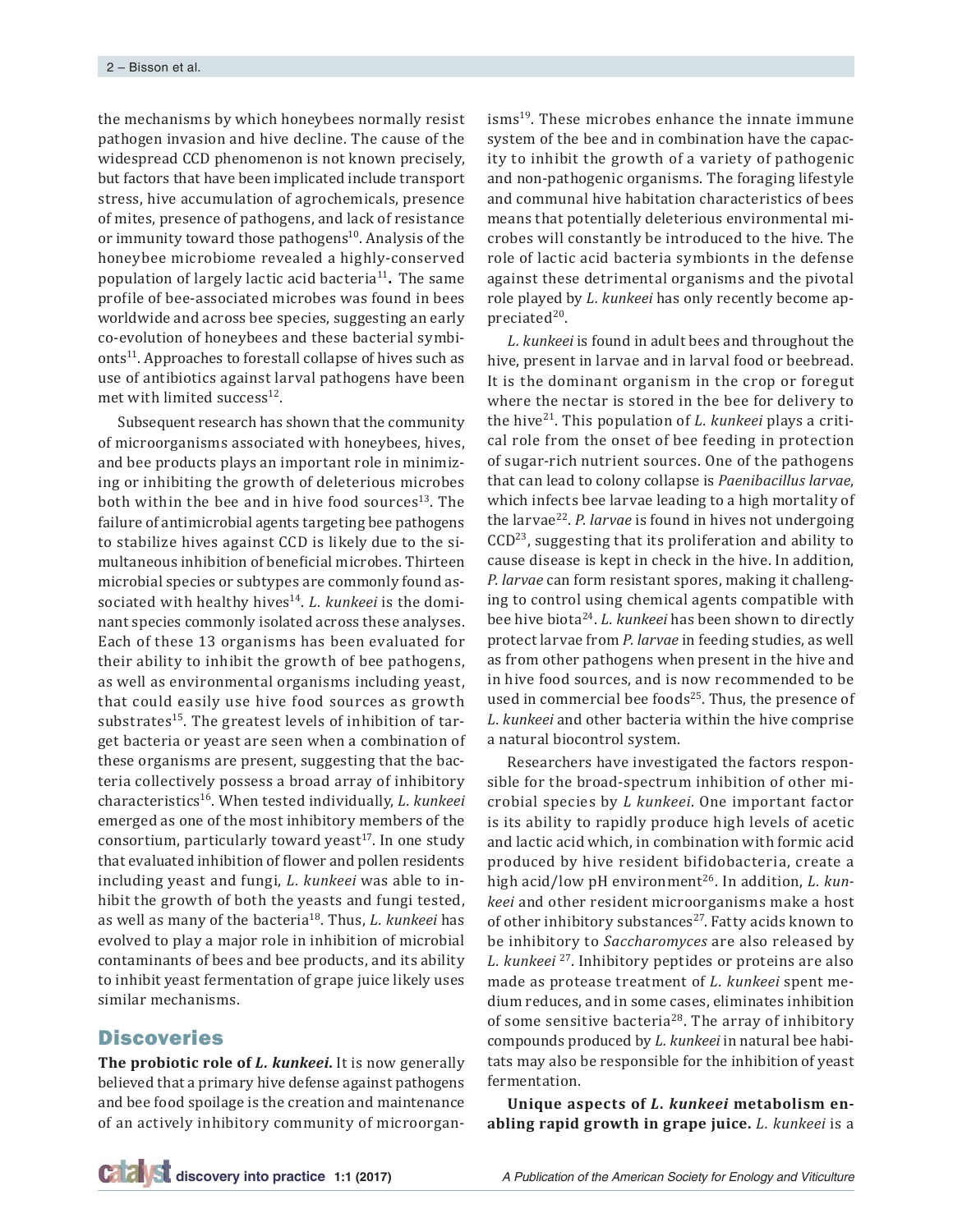the mechanisms by which honeybees normally resist pathogen invasion and hive decline. The cause of the widespread CCD phenomenon is not known precisely, but factors that have been implicated include transport stress, hive accumulation of agrochemicals, presence of mites, presence of pathogens, and lack of resistance or immunity toward those pathogens[10]. Analysis of the honeybee microbiome revealed a highly-conserved population of largely lactic acid bacteria[11]. The same profile of bee-associated microbes was found in bees worldwide and across bee species, suggesting an early co-evolution of honeybees and these bacterial symbionts[11]. Approaches to forestall collapse of hives such as use of antibiotics against larval pathogens have been met with limited success[12].

Subsequent research has shown that the community of microorganisms associated with honeybees, hives, and bee products plays an important role in minimizing or inhibiting the growth of deleterious microbes both within the bee and in hive food sources[13]. The failure of antimicrobial agents targeting bee pathogens to stabilize hives against CCD is likely due to the simultaneous inhibition of beneficial microbes. Thirteen microbial species or subtypes are commonly found associated with healthy hives[14]. *L. kunkeei* is the dominant species commonly isolated across these analyses. Each of these 13 organisms has been evaluated for their ability to inhibit the growth of bee pathogens, as well as environmental organisms including yeast, that could easily use hive food sources as growth substrates[15]. The greatest levels of inhibition of target bacteria or yeast are seen when a combination of these organisms are present, suggesting that the bacteria collectively possess a broad array of inhibitory characteristics[16]. When tested individually, *L. kunkeei* emerged as one of the most inhibitory members of the consortium, particularly toward yeast[17]. In one study that evaluated inhibition of flower and pollen residents including yeast and fungi, *L. kunkeei* was able to inhibit the growth of both the yeasts and fungi tested, as well as many of the bacteria[18]. Thus, *L. kunkeei* has evolved to play a major role in inhibition of microbial contaminants of bees and bee products, and its ability to inhibit yeast fermentation of grape juice likely uses similar mechanisms.

## Discoveries

**The probiotic role of *L. kunkeei*.** It is now generally believed that a primary hive defense against pathogens and bee food spoilage is the creation and maintenance of an actively inhibitory community of microorganisms[19]. These microbes enhance the innate immune system of the bee and in combination have the capacity to inhibit the growth of a variety of pathogenic and non-pathogenic organisms. The foraging lifestyle and communal hive habitation characteristics of bees means that potentially deleterious environmental microbes will constantly be introduced to the hive. The role of lactic acid bacteria symbionts in the defense against these detrimental organisms and the pivotal role played by *L. kunkeei* has only recently become appreciated[20].

*L. kunkeei* is found in adult bees and throughout the hive, present in larvae and in larval food or beebread. It is the dominant organism in the crop or foregut where the nectar is stored in the bee for delivery to the hive[21]. This population of *L. kunkeei* plays a critical role from the onset of bee feeding in protection of sugar-rich nutrient sources. One of the pathogens that can lead to colony collapse is *Paenibacillus larvae*, which infects bee larvae leading to a high mortality of the larvae[22]. *P. larvae* is found in hives not undergoing CCD[23], suggesting that its proliferation and ability to cause disease is kept in check in the hive. In addition, *P. larvae* can form resistant spores, making it challenging to control using chemical agents compatible with bee hive biota[24]. *L. kunkeei* has been shown to directly protect larvae from *P. larvae* in feeding studies, as well as from other pathogens when present in the hive and in hive food sources, and is now recommended to be used in commercial bee foods[25]. Thus, the presence of *L. kunkeei* and other bacteria within the hive comprise a natural biocontrol system.

Researchers have investigated the factors responsible for the broad-spectrum inhibition of other microbial species by *L kunkeei*. One important factor is its ability to rapidly produce high levels of acetic and lactic acid which, in combination with formic acid produced by hive resident bifidobacteria, create a high acid/low pH environment[26]. In addition, *L. kunkeei* and other resident microorganisms make a host of other inhibitory substances[27]. Fatty acids known to be inhibitory to *Saccharomyces* are also released by *L. kunkeei* [27]. Inhibitory peptides or proteins are also made as protease treatment of *L. kunkeei* spent medium reduces, and in some cases, eliminates inhibition of some sensitive bacteria[28]. The array of inhibitory compounds produced by *L. kunkeei* in natural bee habitats may also be responsible for the inhibition of yeast fermentation.

**Unique aspects of *L. kunkeei* metabolism enabling rapid growth in grape juice.** *L. kunkeei* is a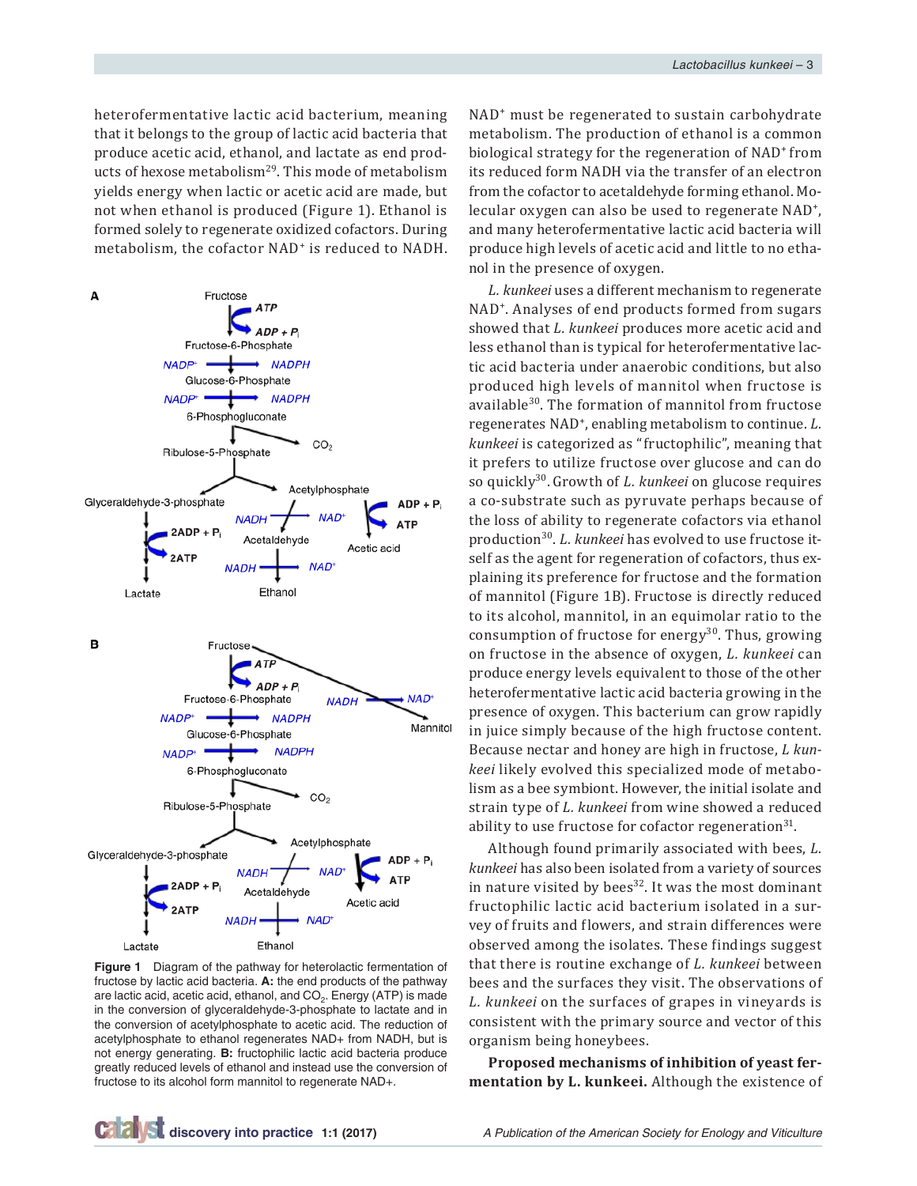heterofermentative lactic acid bacterium, meaning that it belongs to the group of lactic acid bacteria that produce acetic acid, ethanol, and lactate as end products of hexose metabolism[29]. This mode of metabolism yields energy when lactic or acetic acid are made, but not when ethanol is produced (Figure 1). Ethanol is formed solely to regenerate oxidized cofactors. During metabolism, the cofactor $NAD^+$ is reduced to NADH.

**Figure 1** Diagram of the pathway for heterolactic fermentation of fructose by lactic acid bacteria. **A:** the end products of the pathway are lactic acid, acetic acid, ethanol, and $CO_2$. Energy (ATP) is made in the conversion of glyceraldehyde-3-phosphate to lactate and in the conversion of acetylphosphate to acetic acid. The reduction of acetylphosphate to ethanol regenerates NAD+ from NADH, but is not energy generating. **B:** fructophilic lactic acid bacteria produce greatly reduced levels of ethanol and instead use the conversion of fructose to its alcohol form mannitol to regenerate NAD+.

$NAD^+$ must be regenerated to sustain carbohydrate metabolism. The production of ethanol is a common biological strategy for the regeneration of $NAD^+$ from its reduced form NADH via the transfer of an electron from the cofactor to acetaldehyde forming ethanol. Molecular oxygen can also be used to regenerate $NAD^+$, and many heterofermentative lactic acid bacteria will produce high levels of acetic acid and little to no ethanol in the presence of oxygen.

*L. kunkeei* uses a different mechanism to regenerate $NAD^+$. Analyses of end products formed from sugars showed that *L. kunkeei* produces more acetic acid and less ethanol than is typical for heterofermentative lactic acid bacteria under anaerobic conditions, but also produced high levels of mannitol when fructose is available[30]. The formation of mannitol from fructose regenerates $NAD^+$, enabling metabolism to continue. *L. kunkeei* is categorized as "fructophilic", meaning that it prefers to utilize fructose over glucose and can do so quickly[30]. Growth of *L. kunkeei* on glucose requires a co-substrate such as pyruvate perhaps because of the loss of ability to regenerate cofactors via ethanol production[30]. *L. kunkeei* has evolved to use fructose itself as the agent for regeneration of cofactors, thus explaining its preference for fructose and the formation of mannitol (Figure 1B). Fructose is directly reduced to its alcohol, mannitol, in an equimolar ratio to the consumption of fructose for energy[30]. Thus, growing on fructose in the absence of oxygen, *L. kunkeei* can produce energy levels equivalent to those of the other heterofermentative lactic acid bacteria growing in the presence of oxygen. This bacterium can grow rapidly in juice simply because of the high fructose content. Because nectar and honey are high in fructose, *L kunkeei* likely evolved this specialized mode of metabolism as a bee symbiont. However, the initial isolate and strain type of *L. kunkeei* from wine showed a reduced ability to use fructose for cofactor regeneration[31].

Although found primarily associated with bees, *L. kunkeei* has also been isolated from a variety of sources in nature visited by bees[32]. It was the most dominant fructophilic lactic acid bacterium isolated in a survey of fruits and flowers, and strain differences were observed among the isolates. These findings suggest that there is routine exchange of *L. kunkeei* between bees and the surfaces they visit. The observations of *L. kunkeei* on the surfaces of grapes in vineyards is consistent with the primary source and vector of this organism being honeybees.

**Proposed mechanisms of inhibition of yeast fermentation by L. kunkeei.** Although the existence of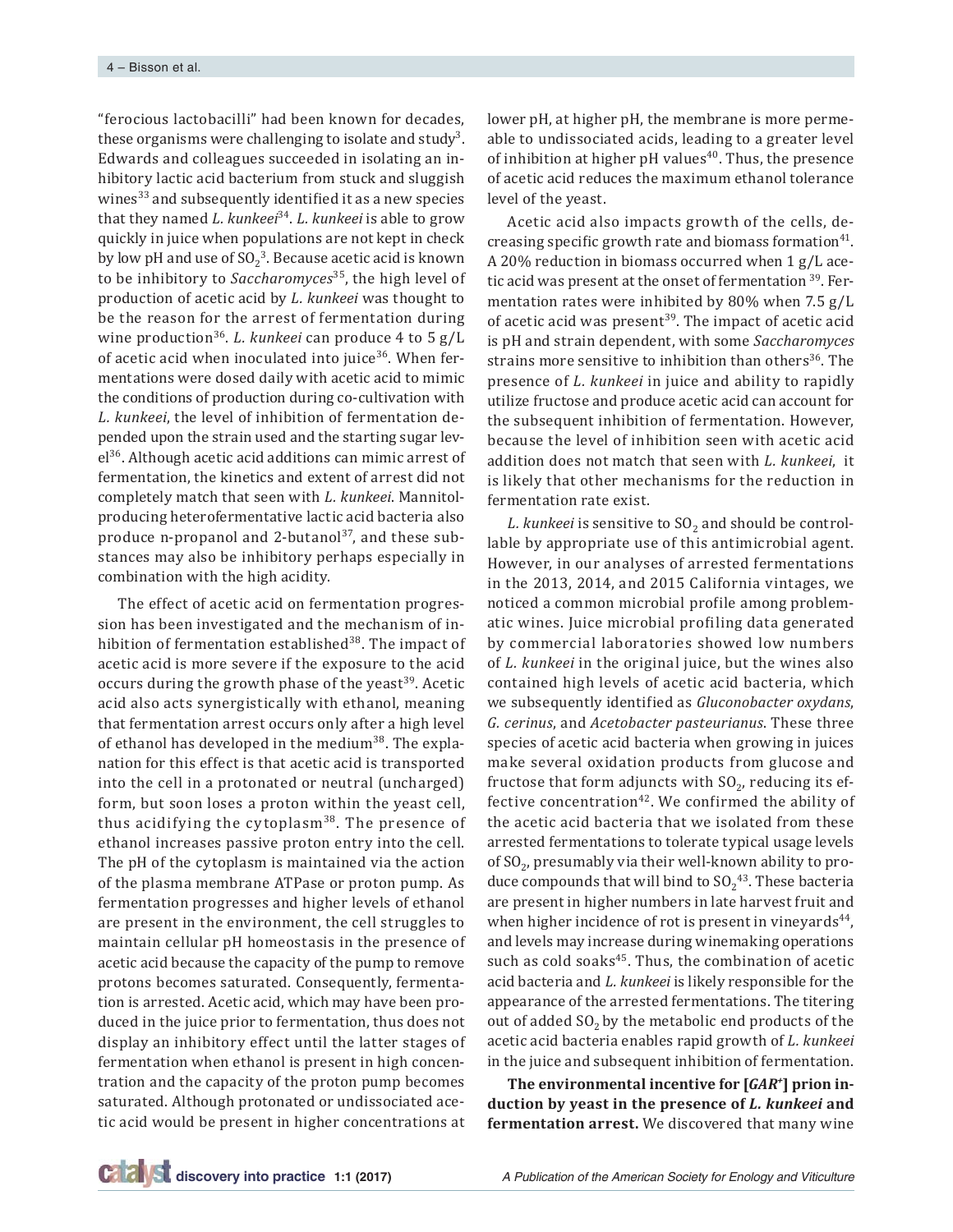"ferocious lactobacilli" had been known for decades, these organisms were challenging to isolate and study[3]. Edwards and colleagues succeeded in isolating an inhibitory lactic acid bacterium from stuck and sluggish wines[33] and subsequently identified it as a new species that they named *L. kunkeei*[34]. *L. kunkeei* is able to grow quickly in juice when populations are not kept in check by low pH and use of $SO_2$[3]. Because acetic acid is known to be inhibitory to *Saccharomyces*[35], the high level of production of acetic acid by *L. kunkeei* was thought to be the reason for the arrest of fermentation during wine production[36]. *L. kunkeei* can produce 4 to 5 g/L of acetic acid when inoculated into juice[36]. When fermentations were dosed daily with acetic acid to mimic the conditions of production during co-cultivation with *L. kunkeei*, the level of inhibition of fermentation depended upon the strain used and the starting sugar level[36]. Although acetic acid additions can mimic arrest of fermentation, the kinetics and extent of arrest did not completely match that seen with *L. kunkeei*. Mannitol-producing heterofermentative lactic acid bacteria also produce n-propanol and 2-butanol[37], and these substances may also be inhibitory perhaps especially in combination with the high acidity.

The effect of acetic acid on fermentation progression has been investigated and the mechanism of inhibition of fermentation established[38]. The impact of acetic acid is more severe if the exposure to the acid occurs during the growth phase of the yeast[39]. Acetic acid also acts synergistically with ethanol, meaning that fermentation arrest occurs only after a high level of ethanol has developed in the medium[38]. The explanation for this effect is that acetic acid is transported into the cell in a protonated or neutral (uncharged) form, but soon loses a proton within the yeast cell, thus acidifying the cytoplasm[38]. The presence of ethanol increases passive proton entry into the cell. The pH of the cytoplasm is maintained via the action of the plasma membrane ATPase or proton pump. As fermentation progresses and higher levels of ethanol are present in the environment, the cell struggles to maintain cellular pH homeostasis in the presence of acetic acid because the capacity of the pump to remove protons becomes saturated. Consequently, fermentation is arrested. Acetic acid, which may have been produced in the juice prior to fermentation, thus does not display an inhibitory effect until the latter stages of fermentation when ethanol is present in high concentration and the capacity of the proton pump becomes saturated. Although protonated or undissociated acetic acid would be present in higher concentrations at lower pH, at higher pH, the membrane is more permeable to undissociated acids, leading to a greater level of inhibition at higher pH values[40]. Thus, the presence of acetic acid reduces the maximum ethanol tolerance level of the yeast.

Acetic acid also impacts growth of the cells, decreasing specific growth rate and biomass formation[41]. A 20% reduction in biomass occurred when 1 g/L acetic acid was present at the onset of fermentation [39]. Fermentation rates were inhibited by 80% when 7.5 g/L of acetic acid was present[39]. The impact of acetic acid is pH and strain dependent, with some *Saccharomyces* strains more sensitive to inhibition than others[36]. The presence of *L. kunkeei* in juice and ability to rapidly utilize fructose and produce acetic acid can account for the subsequent inhibition of fermentation. However, because the level of inhibition seen with acetic acid addition does not match that seen with *L. kunkeei*, it is likely that other mechanisms for the reduction in fermentation rate exist.

*L. kunkeei* is sensitive to $SO_2$ and should be controllable by appropriate use of this antimicrobial agent. However, in our analyses of arrested fermentations in the 2013, 2014, and 2015 California vintages, we noticed a common microbial profile among problematic wines. Juice microbial profiling data generated by commercial laboratories showed low numbers of *L. kunkeei* in the original juice, but the wines also contained high levels of acetic acid bacteria, which we subsequently identified as *Gluconobacter oxydans*, *G. cerinus*, and *Acetobacter pasteurianus*. These three species of acetic acid bacteria when growing in juices make several oxidation products from glucose and fructose that form adjuncts with $SO_2$, reducing its effective concentration[42]. We confirmed the ability of the acetic acid bacteria that we isolated from these arrested fermentations to tolerate typical usage levels of $SO_2$, presumably via their well-known ability to produce compounds that will bind to $SO_2$[43]. These bacteria are present in higher numbers in late harvest fruit and when higher incidence of rot is present in vineyards[44], and levels may increase during winemaking operations such as cold soaks[45]. Thus, the combination of acetic acid bacteria and *L. kunkeei* is likely responsible for the appearance of the arrested fermentations. The titering out of added $SO_2$ by the metabolic end products of the acetic acid bacteria enables rapid growth of *L. kunkeei* in the juice and subsequent inhibition of fermentation.

**The environmental incentive for [*GAR*+] prion induction by yeast in the presence of *L. kunkeei* and fermentation arrest.** We discovered that many wine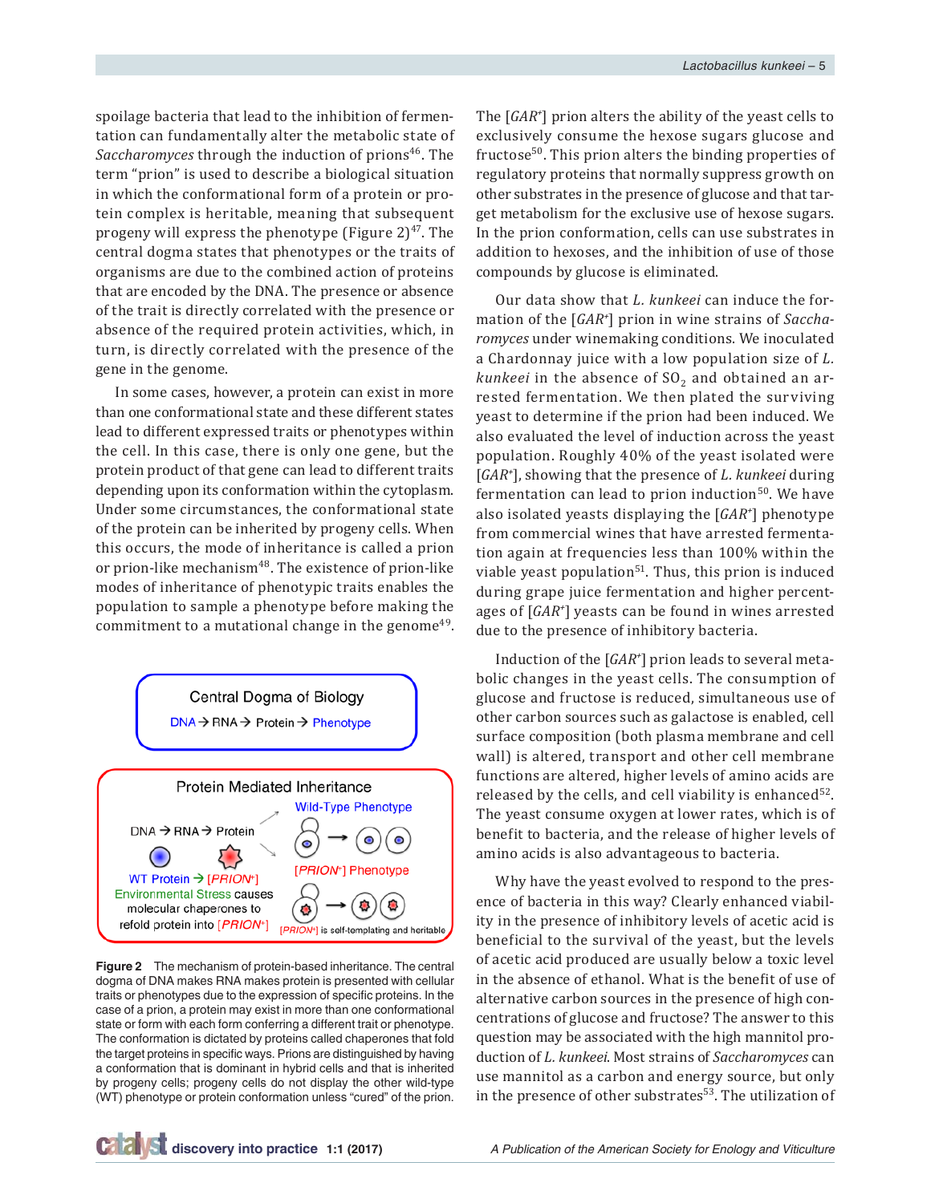spoilage bacteria that lead to the inhibition of fermentation can fundamentally alter the metabolic state of *Saccharomyces* through the induction of prions[46]. The term "prion" is used to describe a biological situation in which the conformational form of a protein or protein complex is heritable, meaning that subsequent progeny will express the phenotype (Figure 2)[47]. The central dogma states that phenotypes or the traits of organisms are due to the combined action of proteins that are encoded by the DNA. The presence or absence of the trait is directly correlated with the presence or absence of the required protein activities, which, in turn, is directly correlated with the presence of the gene in the genome.

In some cases, however, a protein can exist in more than one conformational state and these different states lead to different expressed traits or phenotypes within the cell. In this case, there is only one gene, but the protein product of that gene can lead to different traits depending upon its conformation within the cytoplasm. Under some circumstances, the conformational state of the protein can be inherited by progeny cells. When this occurs, the mode of inheritance is called a prion or prion-like mechanism[48]. The existence of prion-like modes of inheritance of phenotypic traits enables the population to sample a phenotype before making the commitment to a mutational change in the genome[49].

Central Dogma of Biology

DNA → RNA → Protein → Phenotype

Protein Mediated Inheritance

DNA → RNA → Protein

Wild-Type Phenotype

WT Protein → [*PRION*+]
Environmental Stress causes molecular chaperones to refold protein into [*PRION*+]

[*PRION*+] Phenotype

[*PRION*+] is self-templating and heritable

**Figure 2** The mechanism of protein-based inheritance. The central dogma of DNA makes RNA makes protein is presented with cellular traits or phenotypes due to the expression of specific proteins. In the case of a prion, a protein may exist in more than one conformational state or form with each form conferring a different trait or phenotype. The conformation is dictated by proteins called chaperones that fold the target proteins in specific ways. Prions are distinguished by having a conformation that is dominant in hybrid cells and that is inherited by progeny cells; progeny cells do not display the other wild-type (WT) phenotype or protein conformation unless "cured" of the prion.

The [*GAR*+] prion alters the ability of the yeast cells to exclusively consume the hexose sugars glucose and fructose[50]. This prion alters the binding properties of regulatory proteins that normally suppress growth on other substrates in the presence of glucose and that target metabolism for the exclusive use of hexose sugars. In the prion conformation, cells can use substrates in addition to hexoses, and the inhibition of use of those compounds by glucose is eliminated.

Our data show that *L. kunkeei* can induce the formation of the [*GAR*+] prion in wine strains of *Saccharomyces* under winemaking conditions. We inoculated a Chardonnay juice with a low population size of *L. kunkeei* in the absence of $SO_2$ and obtained an arrested fermentation. We then plated the surviving yeast to determine if the prion had been induced. We also evaluated the level of induction across the yeast population. Roughly 40% of the yeast isolated were [*GAR*+], showing that the presence of *L. kunkeei* during fermentation can lead to prion induction[50]. We have also isolated yeasts displaying the [*GAR*+] phenotype from commercial wines that have arrested fermentation again at frequencies less than 100% within the viable yeast population[51]. Thus, this prion is induced during grape juice fermentation and higher percentages of [*GAR*+] yeasts can be found in wines arrested due to the presence of inhibitory bacteria.

Induction of the [*GAR*+] prion leads to several metabolic changes in the yeast cells. The consumption of glucose and fructose is reduced, simultaneous use of other carbon sources such as galactose is enabled, cell surface composition (both plasma membrane and cell wall) is altered, transport and other cell membrane functions are altered, higher levels of amino acids are released by the cells, and cell viability is enhanced[52]. The yeast consume oxygen at lower rates, which is of benefit to bacteria, and the release of higher levels of amino acids is also advantageous to bacteria.

Why have the yeast evolved to respond to the presence of bacteria in this way? Clearly enhanced viability in the presence of inhibitory levels of acetic acid is beneficial to the survival of the yeast, but the levels of acetic acid produced are usually below a toxic level in the absence of ethanol. What is the benefit of use of alternative carbon sources in the presence of high concentrations of glucose and fructose? The answer to this question may be associated with the high mannitol production of *L. kunkeei*. Most strains of *Saccharomyces* can use mannitol as a carbon and energy source, but only in the presence of other substrates[53]. The utilization of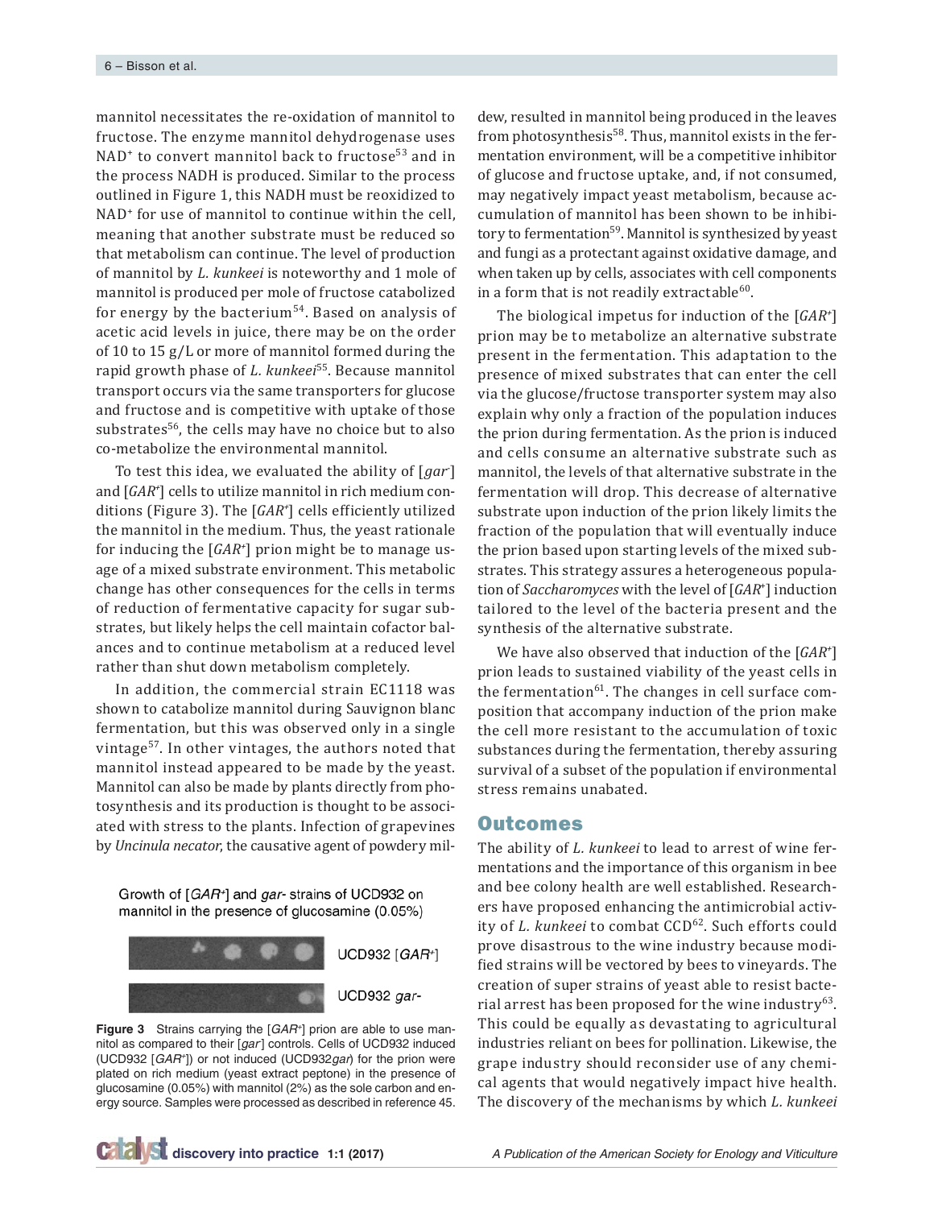mannitol necessitates the re-oxidation of mannitol to fructose. The enzyme mannitol dehydrogenase uses $NAD^+$ to convert mannitol back to fructose[53] and in the process NADH is produced. Similar to the process outlined in Figure 1, this NADH must be reoxidized to $NAD^+$ for use of mannitol to continue within the cell, meaning that another substrate must be reduced so that metabolism can continue. The level of production of mannitol by *L. kunkeei* is noteworthy and 1 mole of mannitol is produced per mole of fructose catabolized for energy by the bacterium[54]. Based on analysis of acetic acid levels in juice, there may be on the order of 10 to 15 g/L or more of mannitol formed during the rapid growth phase of *L. kunkeei*[55]. Because mannitol transport occurs via the same transporters for glucose and fructose and is competitive with uptake of those substrates[56], the cells may have no choice but to also co-metabolize the environmental mannitol.

To test this idea, we evaluated the ability of [*gar*⁻] and [*GAR*⁺] cells to utilize mannitol in rich medium conditions (Figure 3). The [*GAR*⁺] cells efficiently utilized the mannitol in the medium. Thus, the yeast rationale for inducing the [*GAR*⁺] prion might be to manage usage of a mixed substrate environment. This metabolic change has other consequences for the cells in terms of reduction of fermentative capacity for sugar substrates, but likely helps the cell maintain cofactor balances and to continue metabolism at a reduced level rather than shut down metabolism completely.

In addition, the commercial strain EC1118 was shown to catabolize mannitol during Sauvignon blanc fermentation, but this was observed only in a single vintage[57]. In other vintages, the authors noted that mannitol instead appeared to be made by the yeast. Mannitol can also be made by plants directly from photosynthesis and its production is thought to be associated with stress to the plants. Infection of grapevines by *Uncinula necator*, the causative agent of powdery mildew, resulted in mannitol being produced in the leaves from photosynthesis[58]. Thus, mannitol exists in the fermentation environment, will be a competitive inhibitor of glucose and fructose uptake, and, if not consumed, may negatively impact yeast metabolism, because accumulation of mannitol has been shown to be inhibitory to fermentation[59]. Mannitol is synthesized by yeast and fungi as a protectant against oxidative damage, and when taken up by cells, associates with cell components in a form that is not readily extractable[60].

The biological impetus for induction of the [*GAR*⁺] prion may be to metabolize an alternative substrate present in the fermentation. This adaptation to the presence of mixed substrates that can enter the cell via the glucose/fructose transporter system may also explain why only a fraction of the population induces the prion during fermentation. As the prion is induced and cells consume an alternative substrate such as mannitol, the levels of that alternative substrate in the fermentation will drop. This decrease of alternative substrate upon induction of the prion likely limits the fraction of the population that will eventually induce the prion based upon starting levels of the mixed substrates. This strategy assures a heterogeneous population of *Saccharomyces* with the level of [*GAR*⁺] induction tailored to the level of the bacteria present and the synthesis of the alternative substrate.

We have also observed that induction of the [*GAR*⁺] prion leads to sustained viability of the yeast cells in the fermentation[61]. The changes in cell surface composition that accompany induction of the prion make the cell more resistant to the accumulation of toxic substances during the fermentation, thereby assuring survival of a subset of the population if environmental stress remains unabated.

Growth of [*GAR*⁺] and *gar*- strains of UCD932 on mannitol in the presence of glucosamine (0.05%)

UCD932 [*GAR*⁺]

UCD932 *gar*-

**Figure 3** Strains carrying the [*GAR*⁺] prion are able to use mannitol as compared to their [*gar*⁻] controls. Cells of UCD932 induced (UCD932 [*GAR*⁺]) or not induced (UCD932*gar*) for the prion were plated on rich medium (yeast extract peptone) in the presence of glucosamine (0.05%) with mannitol (2%) as the sole carbon and energy source. Samples were processed as described in reference 45.

## Outcomes

The ability of *L. kunkeei* to lead to arrest of wine fermentations and the importance of this organism in bee and bee colony health are well established. Researchers have proposed enhancing the antimicrobial activity of *L. kunkeei* to combat CCD[62]. Such efforts could prove disastrous to the wine industry because modified strains will be vectored by bees to vineyards. The creation of super strains of yeast able to resist bacterial arrest has been proposed for the wine industry[63]. This could be equally as devastating to agricultural industries reliant on bees for pollination. Likewise, the grape industry should reconsider use of any chemical agents that would negatively impact hive health. The discovery of the mechanisms by which *L. kunkeei*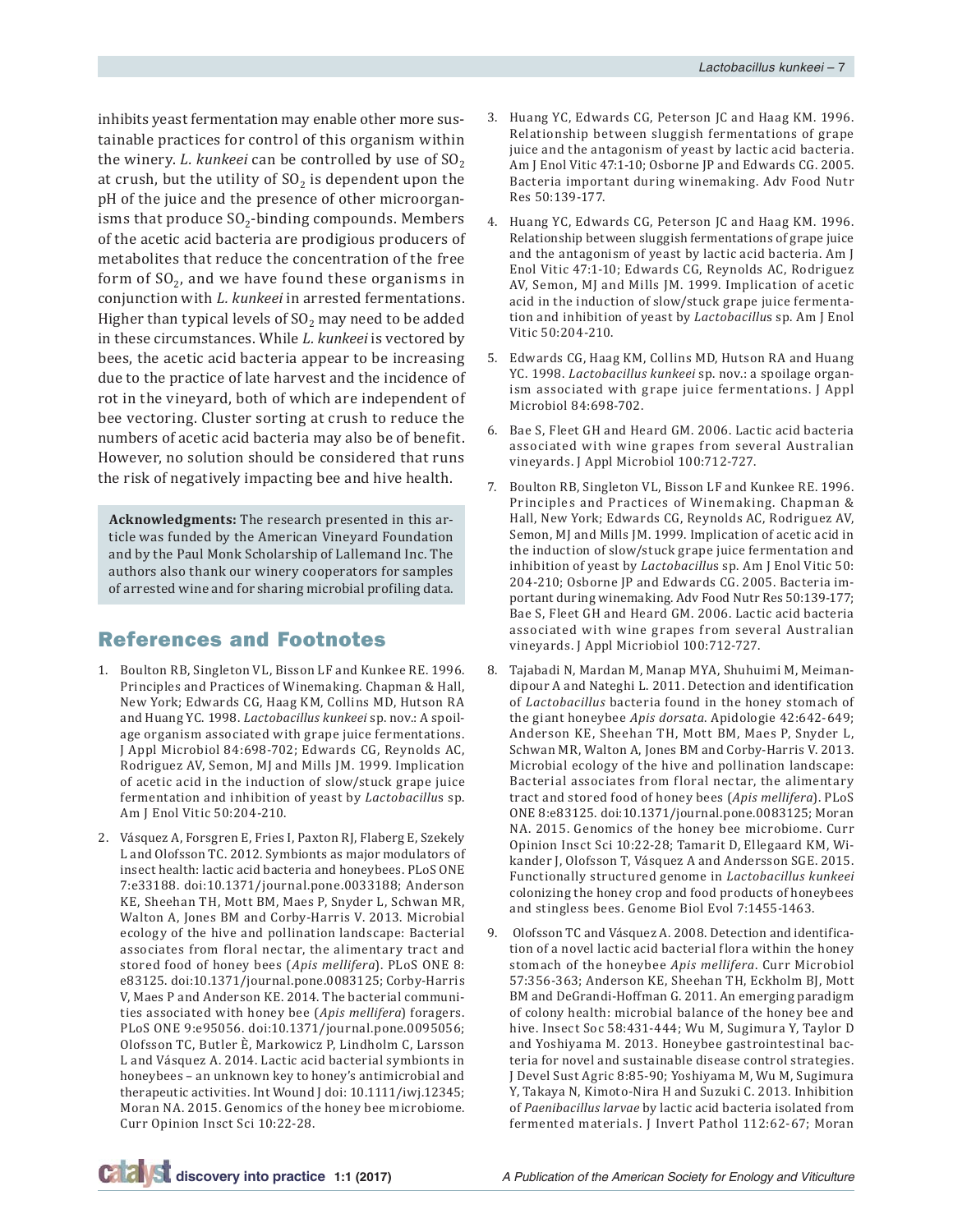inhibits yeast fermentation may enable other more sustainable practices for control of this organism within the winery. *L. kunkeei* can be controlled by use of $SO_2$ at crush, but the utility of $SO_2$ is dependent upon the pH of the juice and the presence of other microorganisms that produce $SO_2$-binding compounds. Members of the acetic acid bacteria are prodigious producers of metabolites that reduce the concentration of the free form of $SO_2$, and we have found these organisms in conjunction with *L. kunkeei* in arrested fermentations. Higher than typical levels of $SO_2$ may need to be added in these circumstances. While *L. kunkeei* is vectored by bees, the acetic acid bacteria appear to be increasing due to the practice of late harvest and the incidence of rot in the vineyard, both of which are independent of bee vectoring. Cluster sorting at crush to reduce the numbers of acetic acid bacteria may also be of benefit. However, no solution should be considered that runs the risk of negatively impacting bee and hive health.

**Acknowledgments:** The research presented in this article was funded by the American Vineyard Foundation and by the Paul Monk Scholarship of Lallemand Inc. The authors also thank our winery cooperators for samples of arrested wine and for sharing microbial profiling data.

## References and Footnotes

1. Boulton RB, Singleton VL, Bisson LF and Kunkee RE. 1996. Principles and Practices of Winemaking. Chapman & Hall, New York; Edwards CG, Haag KM, Collins MD, Hutson RA and Huang YC. 1998. *Lactobacillus kunkeei* sp. nov.: A spoilage organism associated with grape juice fermentations. J Appl Microbiol 84:698-702; Edwards CG, Reynolds AC, Rodriguez AV, Semon, MJ and Mills JM. 1999. Implication of acetic acid in the induction of slow/stuck grape juice fermentation and inhibition of yeast by *Lactobacillus* sp. Am J Enol Vitic 50:204-210.

2. Vásquez A, Forsgren E, Fries I, Paxton RJ, Flaberg E, Szekely L and Olofsson TC. 2012. Symbionts as major modulators of insect health: lactic acid bacteria and honeybees. PLoS ONE 7:e33188. doi:10.1371/journal.pone.0033188; Anderson KE, Sheehan TH, Mott BM, Maes P, Snyder L, Schwan MR, Walton A, Jones BM and Corby-Harris V. 2013. Microbial ecology of the hive and pollination landscape: Bacterial associates from floral nectar, the alimentary tract and stored food of honey bees (*Apis mellifera*). PLoS ONE 8: e83125. doi:10.1371/journal.pone.0083125; Corby-Harris V, Maes P and Anderson KE. 2014. The bacterial communities associated with honey bee (*Apis mellifera*) foragers. PLoS ONE 9:e95056. doi:10.1371/journal.pone.0095056; Olofsson TC, Butler È, Markowicz P, Lindholm C, Larsson L and Vásquez A. 2014. Lactic acid bacterial symbionts in honeybees – an unknown key to honey's antimicrobial and therapeutic activities. Int Wound J doi: 10.1111/iwj.12345; Moran NA. 2015. Genomics of the honey bee microbiome. Curr Opinion Insct Sci 10:22-28.

3. Huang YC, Edwards CG, Peterson JC and Haag KM. 1996. Relationship between sluggish fermentations of grape juice and the antagonism of yeast by lactic acid bacteria. Am J Enol Vitic 47:1-10; Osborne JP and Edwards CG. 2005. Bacteria important during winemaking. Adv Food Nutr Res 50:139-177.

4. Huang YC, Edwards CG, Peterson JC and Haag KM. 1996. Relationship between sluggish fermentations of grape juice and the antagonism of yeast by lactic acid bacteria. Am J Enol Vitic 47:1-10; Edwards CG, Reynolds AC, Rodriguez AV, Semon, MJ and Mills JM. 1999. Implication of acetic acid in the induction of slow/stuck grape juice fermentation and inhibition of yeast by *Lactobacillus* sp. Am J Enol Vitic 50:204-210.

5. Edwards CG, Haag KM, Collins MD, Hutson RA and Huang YC. 1998. *Lactobacillus kunkeei* sp. nov.: a spoilage organism associated with grape juice fermentations. J Appl Microbiol 84:698-702.

6. Bae S, Fleet GH and Heard GM. 2006. Lactic acid bacteria associated with wine grapes from several Australian vineyards. J Appl Microbiol 100:712-727.

7. Boulton RB, Singleton VL, Bisson LF and Kunkee RE. 1996. Principles and Practices of Winemaking. Chapman & Hall, New York; Edwards CG, Reynolds AC, Rodriguez AV, Semon, MJ and Mills JM. 1999. Implication of acetic acid in the induction of slow/stuck grape juice fermentation and inhibition of yeast by *Lactobacillus* sp. Am J Enol Vitic 50: 204-210; Osborne JP and Edwards CG. 2005. Bacteria important during winemaking. Adv Food Nutr Res 50:139-177; Bae S, Fleet GH and Heard GM. 2006. Lactic acid bacteria associated with wine grapes from several Australian vineyards. J Appl Micriobiol 100:712-727.

8. Tajabadi N, Mardan M, Manap MYA, Shuhuimi M, Meimandipour A and Nateghi L. 2011. Detection and identification of *Lactobacillus* bacteria found in the honey stomach of the giant honeybee *Apis dorsata*. Apidologie 42:642-649; Anderson KE, Sheehan TH, Mott BM, Maes P, Snyder L, Schwan MR, Walton A, Jones BM and Corby-Harris V. 2013. Microbial ecology of the hive and pollination landscape: Bacterial associates from floral nectar, the alimentary tract and stored food of honey bees (*Apis mellifera*). PLoS ONE 8:e83125. doi:10.1371/journal.pone.0083125; Moran NA. 2015. Genomics of the honey bee microbiome. Curr Opinion Insct Sci 10:22-28; Tamarit D, Ellegaard KM, Wikander J, Olofsson T, Vásquez A and Andersson SGE. 2015. Functionally structured genome in *Lactobacillus kunkeei* colonizing the honey crop and food products of honeybees and stingless bees. Genome Biol Evol 7:1455-1463.

9. Olofsson TC and Vásquez A. 2008. Detection and identification of a novel lactic acid bacterial flora within the honey stomach of the honeybee *Apis mellifera*. Curr Microbiol 57:356-363; Anderson KE, Sheehan TH, Eckholm BJ, Mott BM and DeGrandi-Hoffman G. 2011. An emerging paradigm of colony health: microbial balance of the honey bee and hive. Insect Soc 58:431-444; Wu M, Sugimura Y, Taylor D and Yoshiyama M. 2013. Honeybee gastrointestinal bacteria for novel and sustainable disease control strategies. J Devel Sust Agric 8:85-90; Yoshiyama M, Wu M, Sugimura Y, Takaya N, Kimoto-Nira H and Suzuki C. 2013. Inhibition of *Paenibacillus larvae* by lactic acid bacteria isolated from fermented materials. J Invert Pathol 112:62-67; Moran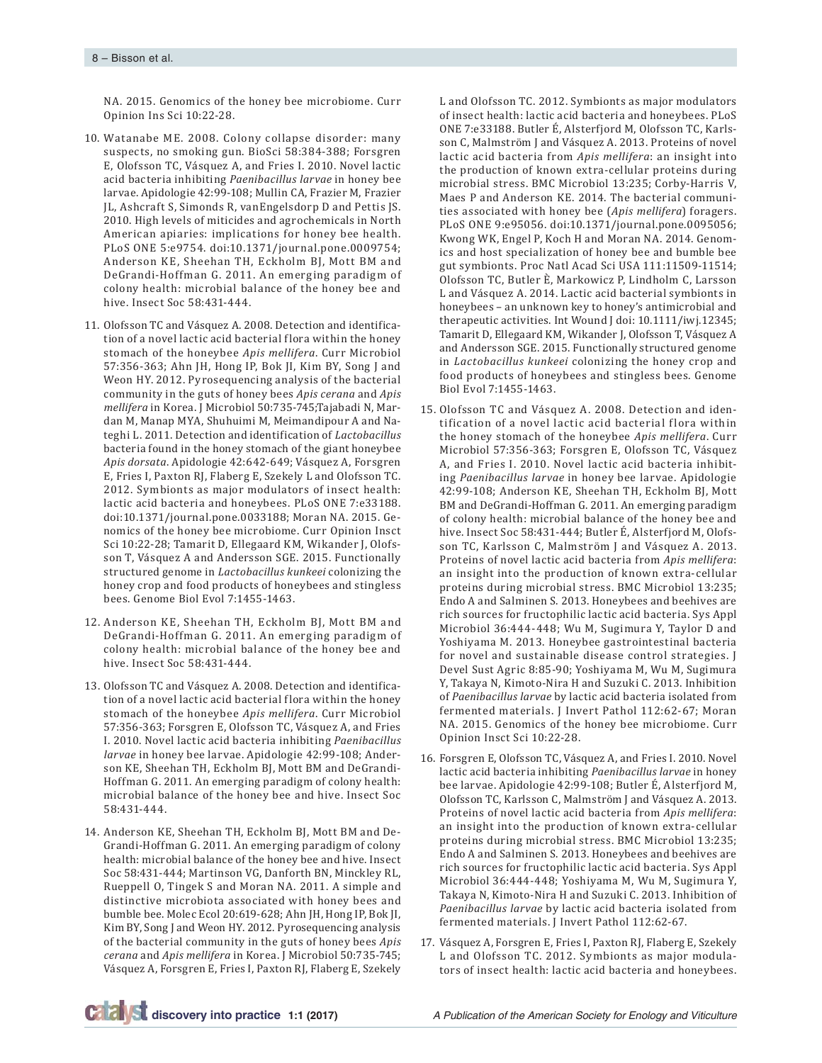NA. 2015. Genomics of the honey bee microbiome. Curr Opinion Ins Sci 10:22-28.

10. Watanabe ME. 2008. Colony collapse disorder: many suspects, no smoking gun. BioSci 58:384-388; Forsgren E, Olofsson TC, Vásquez A, and Fries I. 2010. Novel lactic acid bacteria inhibiting *Paenibacillus larvae* in honey bee larvae. Apidologie 42:99-108; Mullin CA, Frazier M, Frazier JL, Ashcraft S, Simonds R, vanEngelsdorp D and Pettis JS. 2010. High levels of miticides and agrochemicals in North American apiaries: implications for honey bee health. PLoS ONE 5:e9754. doi:10.1371/journal.pone.0009754; Anderson KE, Sheehan TH, Eckholm BJ, Mott BM and DeGrandi-Hoffman G. 2011. An emerging paradigm of colony health: microbial balance of the honey bee and hive. Insect Soc 58:431-444.

11. Olofsson TC and Vásquez A. 2008. Detection and identification of a novel lactic acid bacterial flora within the honey stomach of the honeybee *Apis mellifera*. Curr Microbiol 57:356-363; Ahn JH, Hong IP, Bok JI, Kim BY, Song J and Weon HY. 2012. Pyrosequencing analysis of the bacterial community in the guts of honey bees *Apis cerana* and *Apis mellifera* in Korea. J Microbiol 50:735-745;Tajabadi N, Mardan M, Manap MYA, Shuhuimi M, Meimandipour A and Nateghi L. 2011. Detection and identification of *Lactobacillus* bacteria found in the honey stomach of the giant honeybee *Apis dorsata*. Apidologie 42:642-649; Vásquez A, Forsgren E, Fries I, Paxton RJ, Flaberg E, Szekely L and Olofsson TC. 2012. Symbionts as major modulators of insect health: lactic acid bacteria and honeybees. PLoS ONE 7:e33188. doi:10.1371/journal.pone.0033188; Moran NA. 2015. Genomics of the honey bee microbiome. Curr Opinion Insct Sci 10:22-28; Tamarit D, Ellegaard KM, Wikander J, Olofsson T, Vásquez A and Andersson SGE. 2015. Functionally structured genome in *Lactobacillus kunkeei* colonizing the honey crop and food products of honeybees and stingless bees. Genome Biol Evol 7:1455-1463.

12. Anderson KE, Sheehan TH, Eckholm BJ, Mott BM and DeGrandi-Hoffman G. 2011. An emerging paradigm of colony health: microbial balance of the honey bee and hive. Insect Soc 58:431-444.

13. Olofsson TC and Vásquez A. 2008. Detection and identification of a novel lactic acid bacterial flora within the honey stomach of the honeybee *Apis mellifera*. Curr Microbiol 57:356-363; Forsgren E, Olofsson TC, Vásquez A, and Fries I. 2010. Novel lactic acid bacteria inhibiting *Paenibacillus larvae* in honey bee larvae. Apidologie 42:99-108; Anderson KE, Sheehan TH, Eckholm BJ, Mott BM and DeGrandi-Hoffman G. 2011. An emerging paradigm of colony health: microbial balance of the honey bee and hive. Insect Soc 58:431-444.

14. Anderson KE, Sheehan TH, Eckholm BJ, Mott BM and DeGrandi-Hoffman G. 2011. An emerging paradigm of colony health: microbial balance of the honey bee and hive. Insect Soc 58:431-444; Martinson VG, Danforth BN, Minckley RL, Rueppell O, Tingek S and Moran NA. 2011. A simple and distinctive microbiota associated with honey bees and bumble bee. Molec Ecol 20:619-628; Ahn JH, Hong IP, Bok JI, Kim BY, Song J and Weon HY. 2012. Pyrosequencing analysis of the bacterial community in the guts of honey bees *Apis cerana* and *Apis mellifera* in Korea. J Microbiol 50:735-745; Vásquez A, Forsgren E, Fries I, Paxton RJ, Flaberg E, Szekely L and Olofsson TC. 2012. Symbionts as major modulators of insect health: lactic acid bacteria and honeybees. PLoS ONE 7:e33188. Butler É, Alsterfjord M, Olofsson TC, Karlsson C, Malmström J and Vásquez A. 2013. Proteins of novel lactic acid bacteria from *Apis mellifera*: an insight into the production of known extra-cellular proteins during microbial stress. BMC Microbiol 13:235; Corby-Harris V, Maes P and Anderson KE. 2014. The bacterial communities associated with honey bee (*Apis mellifera*) foragers. PLoS ONE 9:e95056. doi:10.1371/journal.pone.0095056; Kwong WK, Engel P, Koch H and Moran NA. 2014. Genomics and host specialization of honey bee and bumble bee gut symbionts. Proc Natl Acad Sci USA 111:11509-11514; Olofsson TC, Butler È, Markowicz P, Lindholm C, Larsson L and Vásquez A. 2014. Lactic acid bacterial symbionts in honeybees – an unknown key to honey's antimicrobial and therapeutic activities. Int Wound J doi: 10.1111/iwj.12345; Tamarit D, Ellegaard KM, Wikander J, Olofsson T, Vásquez A and Andersson SGE. 2015. Functionally structured genome in *Lactobacillus kunkeei* colonizing the honey crop and food products of honeybees and stingless bees. Genome Biol Evol 7:1455-1463.

15. Olofsson TC and Vásquez A. 2008. Detection and identification of a novel lactic acid bacterial flora within the honey stomach of the honeybee *Apis mellifera*. Curr Microbiol 57:356-363; Forsgren E, Olofsson TC, Vásquez A, and Fries I. 2010. Novel lactic acid bacteria inhibiting *Paenibacillus larvae* in honey bee larvae. Apidologie 42:99-108; Anderson KE, Sheehan TH, Eckholm BJ, Mott BM and DeGrandi-Hoffman G. 2011. An emerging paradigm of colony health: microbial balance of the honey bee and hive. Insect Soc 58:431-444; Butler É, Alsterfjord M, Olofsson TC, Karlsson C, Malmström J and Vásquez A. 2013. Proteins of novel lactic acid bacteria from *Apis mellifera*: an insight into the production of known extra-cellular proteins during microbial stress. BMC Microbiol 13:235; Endo A and Salminen S. 2013. Honeybees and beehives are rich sources for fructophilic lactic acid bacteria. Sys Appl Microbiol 36:444-448; Wu M, Sugimura Y, Taylor D and Yoshiyama M. 2013. Honeybee gastrointestinal bacteria for novel and sustainable disease control strategies. J Devel Sust Agric 8:85-90; Yoshiyama M, Wu M, Sugimura Y, Takaya N, Kimoto-Nira H and Suzuki C. 2013. Inhibition of *Paenibacillus larvae* by lactic acid bacteria isolated from fermented materials. J Invert Pathol 112:62-67; Moran NA. 2015. Genomics of the honey bee microbiome. Curr Opinion Insct Sci 10:22-28.

16. Forsgren E, Olofsson TC, Vásquez A, and Fries I. 2010. Novel lactic acid bacteria inhibiting *Paenibacillus larvae* in honey bee larvae. Apidologie 42:99-108; Butler É, Alsterfjord M, Olofsson TC, Karlsson C, Malmström J and Vásquez A. 2013. Proteins of novel lactic acid bacteria from *Apis mellifera*: an insight into the production of known extra-cellular proteins during microbial stress. BMC Microbiol 13:235; Endo A and Salminen S. 2013. Honeybees and beehives are rich sources for fructophilic lactic acid bacteria. Sys Appl Microbiol 36:444-448; Yoshiyama M, Wu M, Sugimura Y, Takaya N, Kimoto-Nira H and Suzuki C. 2013. Inhibition of *Paenibacillus larvae* by lactic acid bacteria isolated from fermented materials. J Invert Pathol 112:62-67.

17. Vásquez A, Forsgren E, Fries I, Paxton RJ, Flaberg E, Szekely L and Olofsson TC. 2012. Symbionts as major modulators of insect health: lactic acid bacteria and honeybees.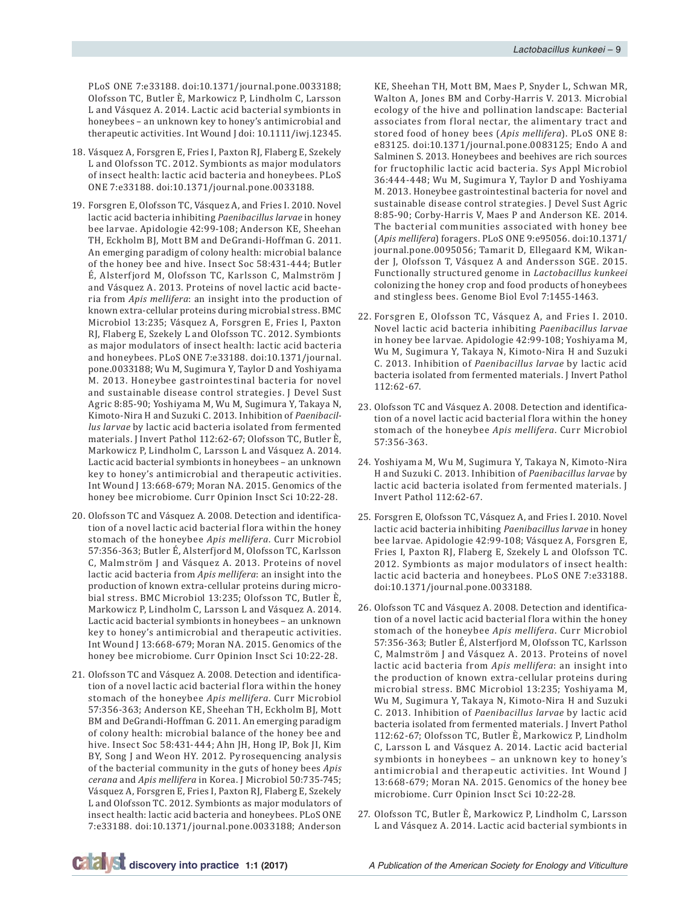PLoS ONE 7:e33188. doi:10.1371/journal.pone.0033188; Olofsson TC, Butler È, Markowicz P, Lindholm C, Larsson L and Vásquez A. 2014. Lactic acid bacterial symbionts in honeybees – an unknown key to honey's antimicrobial and therapeutic activities. Int Wound J doi: 10.1111/iwj.12345.

18. Vásquez A, Forsgren E, Fries I, Paxton RJ, Flaberg E, Szekely L and Olofsson TC. 2012. Symbionts as major modulators of insect health: lactic acid bacteria and honeybees. PLoS ONE 7:e33188. doi:10.1371/journal.pone.0033188.

19. Forsgren E, Olofsson TC, Vásquez A, and Fries I. 2010. Novel lactic acid bacteria inhibiting *Paenibacillus larvae* in honey bee larvae. Apidologie 42:99-108; Anderson KE, Sheehan TH, Eckholm BJ, Mott BM and DeGrandi-Hoffman G. 2011. An emerging paradigm of colony health: microbial balance of the honey bee and hive. Insect Soc 58:431-444; Butler É, Alsterfjord M, Olofsson TC, Karlsson C, Malmström J and Vásquez A. 2013. Proteins of novel lactic acid bacteria from *Apis mellifera*: an insight into the production of known extra-cellular proteins during microbial stress. BMC Microbiol 13:235; Vásquez A, Forsgren E, Fries I, Paxton RJ, Flaberg E, Szekely L and Olofsson TC. 2012. Symbionts as major modulators of insect health: lactic acid bacteria and honeybees. PLoS ONE 7:e33188. doi:10.1371/journal.pone.0033188; Wu M, Sugimura Y, Taylor D and Yoshiyama M. 2013. Honeybee gastrointestinal bacteria for novel and sustainable disease control strategies. J Devel Sust Agric 8:85-90; Yoshiyama M, Wu M, Sugimura Y, Takaya N, Kimoto-Nira H and Suzuki C. 2013. Inhibition of *Paenibacillus larvae* by lactic acid bacteria isolated from fermented materials. J Invert Pathol 112:62-67; Olofsson TC, Butler È, Markowicz P, Lindholm C, Larsson L and Vásquez A. 2014. Lactic acid bacterial symbionts in honeybees – an unknown key to honey's antimicrobial and therapeutic activities. Int Wound J 13:668-679; Moran NA. 2015. Genomics of the honey bee microbiome. Curr Opinion Insct Sci 10:22-28.

20. Olofsson TC and Vásquez A. 2008. Detection and identification of a novel lactic acid bacterial flora within the honey stomach of the honeybee *Apis mellifera*. Curr Microbiol 57:356-363; Butler É, Alsterfjord M, Olofsson TC, Karlsson C, Malmström J and Vásquez A. 2013. Proteins of novel lactic acid bacteria from *Apis mellifera*: an insight into the production of known extra-cellular proteins during microbial stress. BMC Microbiol 13:235; Olofsson TC, Butler È, Markowicz P, Lindholm C, Larsson L and Vásquez A. 2014. Lactic acid bacterial symbionts in honeybees – an unknown key to honey's antimicrobial and therapeutic activities. Int Wound J 13:668-679; Moran NA. 2015. Genomics of the honey bee microbiome. Curr Opinion Insct Sci 10:22-28.

21. Olofsson TC and Vásquez A. 2008. Detection and identification of a novel lactic acid bacterial flora within the honey stomach of the honeybee *Apis mellifera*. Curr Microbiol 57:356-363; Anderson KE, Sheehan TH, Eckholm BJ, Mott BM and DeGrandi-Hoffman G. 2011. An emerging paradigm of colony health: microbial balance of the honey bee and hive. Insect Soc 58:431-444; Ahn JH, Hong IP, Bok JI, Kim BY, Song J and Weon HY. 2012. Pyrosequencing analysis of the bacterial community in the guts of honey bees *Apis cerana* and *Apis mellifera* in Korea. J Microbiol 50:735-745; Vásquez A, Forsgren E, Fries I, Paxton RJ, Flaberg E, Szekely L and Olofsson TC. 2012. Symbionts as major modulators of insect health: lactic acid bacteria and honeybees. PLoS ONE 7:e33188. doi:10.1371/journal.pone.0033188; Anderson KE, Sheehan TH, Mott BM, Maes P, Snyder L, Schwan MR, Walton A, Jones BM and Corby-Harris V. 2013. Microbial ecology of the hive and pollination landscape: Bacterial associates from floral nectar, the alimentary tract and stored food of honey bees (*Apis mellifera*). PLoS ONE 8: e83125. doi:10.1371/journal.pone.0083125; Endo A and Salminen S. 2013. Honeybees and beehives are rich sources for fructophilic lactic acid bacteria. Sys Appl Microbiol 36:444-448; Wu M, Sugimura Y, Taylor D and Yoshiyama M. 2013. Honeybee gastrointestinal bacteria for novel and sustainable disease control strategies. J Devel Sust Agric 8:85-90; Corby-Harris V, Maes P and Anderson KE. 2014. The bacterial communities associated with honey bee (*Apis mellifera*) foragers. PLoS ONE 9:e95056. doi:10.1371/journal.pone.0095056; Tamarit D, Ellegaard KM, Wikander J, Olofsson T, Vásquez A and Andersson SGE. 2015. Functionally structured genome in *Lactobacillus kunkeei* colonizing the honey crop and food products of honeybees and stingless bees. Genome Biol Evol 7:1455-1463.

22. Forsgren E, Olofsson TC, Vásquez A, and Fries I. 2010. Novel lactic acid bacteria inhibiting *Paenibacillus larvae* in honey bee larvae. Apidologie 42:99-108; Yoshiyama M, Wu M, Sugimura Y, Takaya N, Kimoto-Nira H and Suzuki C. 2013. Inhibition of *Paenibacillus larvae* by lactic acid bacteria isolated from fermented materials. J Invert Pathol 112:62-67.

23. Olofsson TC and Vásquez A. 2008. Detection and identification of a novel lactic acid bacterial flora within the honey stomach of the honeybee *Apis mellifera*. Curr Microbiol 57:356-363.

24. Yoshiyama M, Wu M, Sugimura Y, Takaya N, Kimoto-Nira H and Suzuki C. 2013. Inhibition of *Paenibacillus larvae* by lactic acid bacteria isolated from fermented materials. J Invert Pathol 112:62-67.

25. Forsgren E, Olofsson TC, Vásquez A, and Fries I. 2010. Novel lactic acid bacteria inhibiting *Paenibacillus larvae* in honey bee larvae. Apidologie 42:99-108; Vásquez A, Forsgren E, Fries I, Paxton RJ, Flaberg E, Szekely L and Olofsson TC. 2012. Symbionts as major modulators of insect health: lactic acid bacteria and honeybees. PLoS ONE 7:e33188. doi:10.1371/journal.pone.0033188.

26. Olofsson TC and Vásquez A. 2008. Detection and identification of a novel lactic acid bacterial flora within the honey stomach of the honeybee *Apis mellifera*. Curr Microbiol 57:356-363; Butler É, Alsterfjord M, Olofsson TC, Karlsson C, Malmström J and Vásquez A. 2013. Proteins of novel lactic acid bacteria from *Apis mellifera*: an insight into the production of known extra-cellular proteins during microbial stress. BMC Microbiol 13:235; Yoshiyama M, Wu M, Sugimura Y, Takaya N, Kimoto-Nira H and Suzuki C. 2013. Inhibition of *Paenibacillus larvae* by lactic acid bacteria isolated from fermented materials. J Invert Pathol 112:62-67; Olofsson TC, Butler È, Markowicz P, Lindholm C, Larsson L and Vásquez A. 2014. Lactic acid bacterial symbionts in honeybees – an unknown key to honey's antimicrobial and therapeutic activities. Int Wound J 13:668-679; Moran NA. 2015. Genomics of the honey bee microbiome. Curr Opinion Insct Sci 10:22-28.

27. Olofsson TC, Butler È, Markowicz P, Lindholm C, Larsson L and Vásquez A. 2014. Lactic acid bacterial symbionts in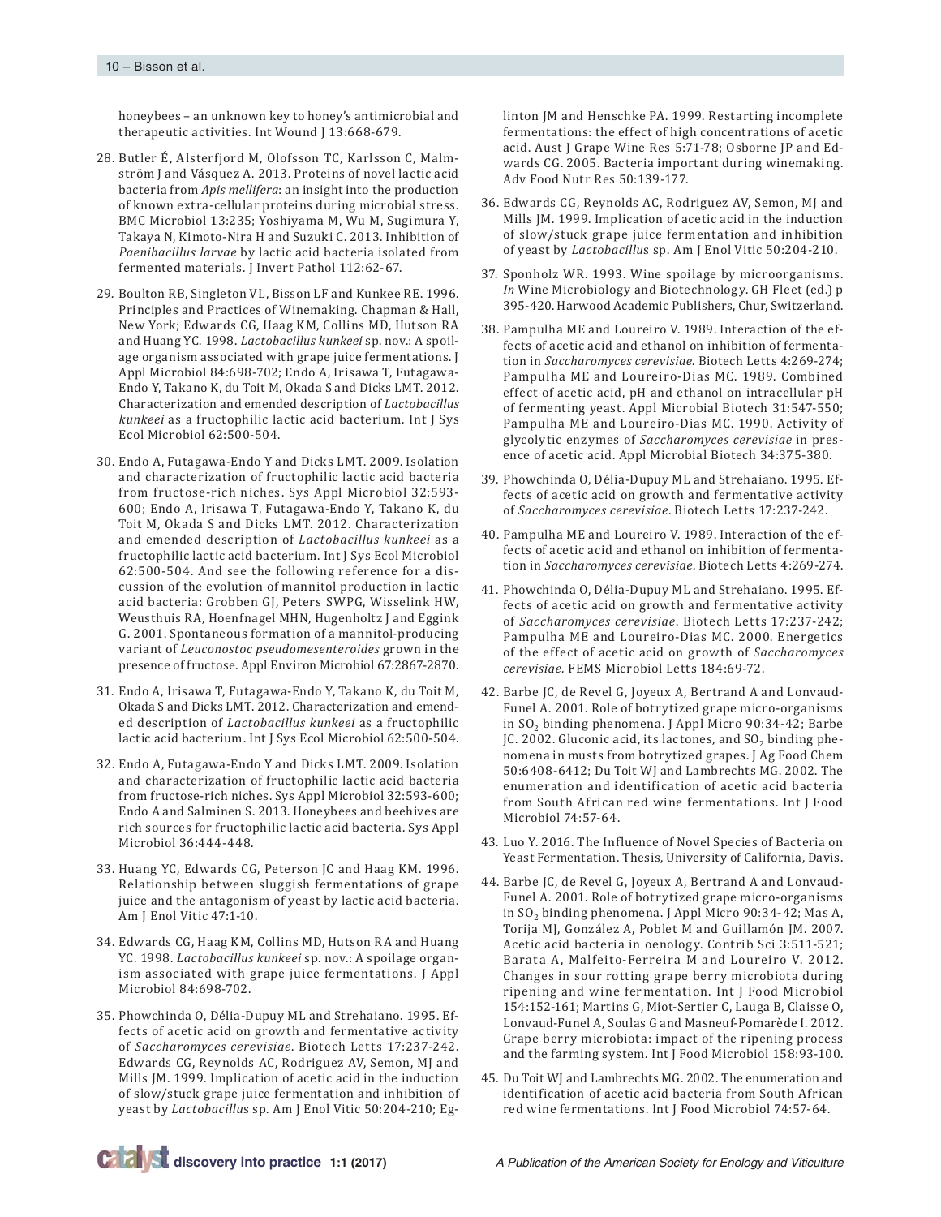honeybees – an unknown key to honey's antimicrobial and therapeutic activities. Int Wound J 13:668-679.

28. Butler É, Alsterfjord M, Olofsson TC, Karlsson C, Malmström J and Vásquez A. 2013. Proteins of novel lactic acid bacteria from *Apis mellifera*: an insight into the production of known extra-cellular proteins during microbial stress. BMC Microbiol 13:235; Yoshiyama M, Wu M, Sugimura Y, Takaya N, Kimoto-Nira H and Suzuki C. 2013. Inhibition of *Paenibacillus larvae* by lactic acid bacteria isolated from fermented materials. J Invert Pathol 112:62-67.

29. Boulton RB, Singleton VL, Bisson LF and Kunkee RE. 1996. Principles and Practices of Winemaking. Chapman & Hall, New York; Edwards CG, Haag KM, Collins MD, Hutson RA and Huang YC. 1998. *Lactobacillus kunkeei* sp. nov.: A spoilage organism associated with grape juice fermentations. J Appl Microbiol 84:698-702; Endo A, Irisawa T, Futagawa-Endo Y, Takano K, du Toit M, Okada S and Dicks LMT. 2012. Characterization and emended description of *Lactobacillus kunkeei* as a fructophilic lactic acid bacterium. Int J Sys Ecol Microbiol 62:500-504.

30. Endo A, Futagawa-Endo Y and Dicks LMT. 2009. Isolation and characterization of fructophilic lactic acid bacteria from fructose-rich niches. Sys Appl Microbiol 32:593-600; Endo A, Irisawa T, Futagawa-Endo Y, Takano K, du Toit M, Okada S and Dicks LMT. 2012. Characterization and emended description of *Lactobacillus kunkeei* as a fructophilic lactic acid bacterium. Int J Sys Ecol Microbiol 62:500-504. And see the following reference for a discussion of the evolution of mannitol production in lactic acid bacteria: Grobben GJ, Peters SWPG, Wisselink HW, Weusthuis RA, Hoenfnagel MHN, Hugenholtz J and Eggink G. 2001. Spontaneous formation of a mannitol-producing variant of *Leuconostoc pseudomesenteroides* grown in the presence of fructose. Appl Environ Microbiol 67:2867-2870.

31. Endo A, Irisawa T, Futagawa-Endo Y, Takano K, du Toit M, Okada S and Dicks LMT. 2012. Characterization and emended description of *Lactobacillus kunkeei* as a fructophilic lactic acid bacterium. Int J Sys Ecol Microbiol 62:500-504.

32. Endo A, Futagawa-Endo Y and Dicks LMT. 2009. Isolation and characterization of fructophilic lactic acid bacteria from fructose-rich niches. Sys Appl Microbiol 32:593-600; Endo A and Salminen S. 2013. Honeybees and beehives are rich sources for fructophilic lactic acid bacteria. Sys Appl Microbiol 36:444-448.

33. Huang YC, Edwards CG, Peterson JC and Haag KM. 1996. Relationship between sluggish fermentations of grape juice and the antagonism of yeast by lactic acid bacteria. Am J Enol Vitic 47:1-10.

34. Edwards CG, Haag KM, Collins MD, Hutson RA and Huang YC. 1998. *Lactobacillus kunkeei* sp. nov.: A spoilage organism associated with grape juice fermentations. J Appl Microbiol 84:698-702.

35. Phowchinda O, Délia-Dupuy ML and Strehaiano. 1995. Effects of acetic acid on growth and fermentative activity of *Saccharomyces cerevisiae*. Biotech Letts 17:237-242. Edwards CG, Reynolds AC, Rodriguez AV, Semon, MJ and Mills JM. 1999. Implication of acetic acid in the induction of slow/stuck grape juice fermentation and inhibition of yeast by *Lactobacillus* sp. Am J Enol Vitic 50:204-210; Eglinton JM and Henschke PA. 1999. Restarting incomplete fermentations: the effect of high concentrations of acetic acid. Aust J Grape Wine Res 5:71-78; Osborne JP and Edwards CG. 2005. Bacteria important during winemaking. Adv Food Nutr Res 50:139-177.

36. Edwards CG, Reynolds AC, Rodriguez AV, Semon, MJ and Mills JM. 1999. Implication of acetic acid in the induction of slow/stuck grape juice fermentation and inhibition of yeast by *Lactobacillus* sp. Am J Enol Vitic 50:204-210.

37. Sponholz WR. 1993. Wine spoilage by microorganisms. *In* Wine Microbiology and Biotechnology. GH Fleet (ed.) p 395-420. Harwood Academic Publishers, Chur, Switzerland.

38. Pampulha ME and Loureiro V. 1989. Interaction of the effects of acetic acid and ethanol on inhibition of fermentation in *Saccharomyces cerevisiae*. Biotech Letts 4:269-274; Pampulha ME and Loureiro-Dias MC. 1989. Combined effect of acetic acid, pH and ethanol on intracellular pH of fermenting yeast. Appl Microbial Biotech 31:547-550; Pampulha ME and Loureiro-Dias MC. 1990. Activity of glycolytic enzymes of *Saccharomyces cerevisiae* in presence of acetic acid. Appl Microbial Biotech 34:375-380.

39. Phowchinda O, Délia-Dupuy ML and Strehaiano. 1995. Effects of acetic acid on growth and fermentative activity of *Saccharomyces cerevisiae*. Biotech Letts 17:237-242.

40. Pampulha ME and Loureiro V. 1989. Interaction of the effects of acetic acid and ethanol on inhibition of fermentation in *Saccharomyces cerevisiae*. Biotech Letts 4:269-274.

41. Phowchinda O, Délia-Dupuy ML and Strehaiano. 1995. Effects of acetic acid on growth and fermentative activity of *Saccharomyces cerevisiae*. Biotech Letts 17:237-242; Pampulha ME and Loureiro-Dias MC. 2000. Energetics of the effect of acetic acid on growth of *Saccharomyces cerevisiae*. FEMS Microbiol Letts 184:69-72.

42. Barbe JC, de Revel G, Joyeux A, Bertrand A and Lonvaud-Funel A. 2001. Role of botrytized grape micro-organisms in $SO_2$ binding phenomena. J Appl Micro 90:34-42; Barbe JC. 2002. Gluconic acid, its lactones, and $SO_2$ binding phenomena in musts from botrytized grapes. J Ag Food Chem 50:6408-6412; Du Toit WJ and Lambrechts MG. 2002. The enumeration and identification of acetic acid bacteria from South African red wine fermentations. Int J Food Microbiol 74:57-64.

43. Luo Y. 2016. The Influence of Novel Species of Bacteria on Yeast Fermentation. Thesis, University of California, Davis.

44. Barbe JC, de Revel G, Joyeux A, Bertrand A and Lonvaud-Funel A. 2001. Role of botrytized grape micro-organisms in $SO_2$ binding phenomena. J Appl Micro 90:34-42; Mas A, Torija MJ, González A, Poblet M and Guillamón JM. 2007. Acetic acid bacteria in oenology. Contrib Sci 3:511-521; Barata A, Malfeito-Ferreira M and Loureiro V. 2012. Changes in sour rotting grape berry microbiota during ripening and wine fermentation. Int J Food Microbiol 154:152-161; Martins G, Miot-Sertier C, Lauga B, Claisse O, Lonvaud-Funel A, Soulas G and Masneuf-Pomarède I. 2012. Grape berry microbiota: impact of the ripening process and the farming system. Int J Food Microbiol 158:93-100.

45. Du Toit WJ and Lambrechts MG. 2002. The enumeration and identification of acetic acid bacteria from South African red wine fermentations. Int J Food Microbiol 74:57-64.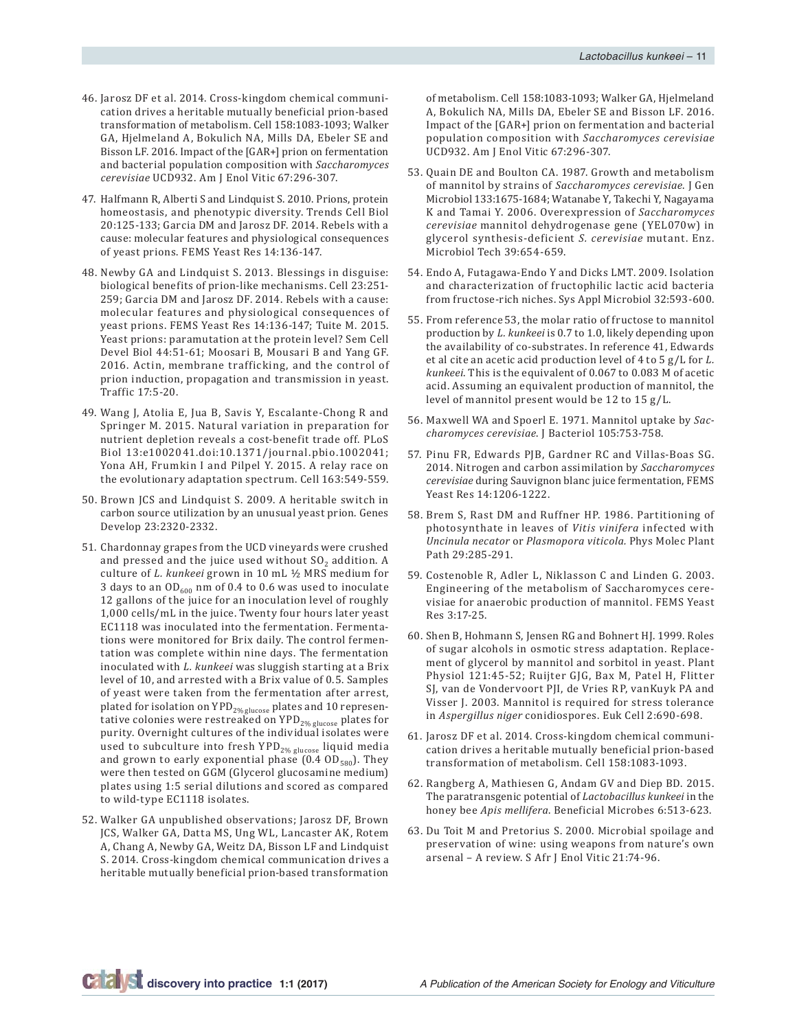46. Jarosz DF et al. 2014. Cross-kingdom chemical communication drives a heritable mutually beneficial prion-based transformation of metabolism. Cell 158:1083-1093; Walker GA, Hjelmeland A, Bokulich NA, Mills DA, Ebeler SE and Bisson LF. 2016. Impact of the [GAR+] prion on fermentation and bacterial population composition with *Saccharomyces cerevisiae* UCD932. Am J Enol Vitic 67:296-307.

47. Halfmann R, Alberti S and Lindquist S. 2010. Prions, protein homeostasis, and phenotypic diversity. Trends Cell Biol 20:125-133; Garcia DM and Jarosz DF. 2014. Rebels with a cause: molecular features and physiological consequences of yeast prions. FEMS Yeast Res 14:136-147.

48. Newby GA and Lindquist S. 2013. Blessings in disguise: biological benefits of prion-like mechanisms. Cell 23:251-259; Garcia DM and Jarosz DF. 2014. Rebels with a cause: molecular features and physiological consequences of yeast prions. FEMS Yeast Res 14:136-147; Tuite M. 2015. Yeast prions: paramutation at the protein level? Sem Cell Devel Biol 44:51-61; Moosari B, Mousari B and Yang GF. 2016. Actin, membrane trafficking, and the control of prion induction, propagation and transmission in yeast. Traffic 17:5-20.

49. Wang J, Atolia E, Jua B, Savis Y, Escalante-Chong R and Springer M. 2015. Natural variation in preparation for nutrient depletion reveals a cost-benefit trade off. PLoS Biol 13:e1002041.doi:10.1371/journal.pbio.1002041; Yona AH, Frumkin I and Pilpel Y. 2015. A relay race on the evolutionary adaptation spectrum. Cell 163:549-559.

50. Brown JCS and Lindquist S. 2009. A heritable switch in carbon source utilization by an unusual yeast prion. Genes Develop 23:2320-2332.

51. Chardonnay grapes from the UCD vineyards were crushed and pressed and the juice used without $SO_2$ addition. A culture of *L. kunkeei* grown in 10 mL ½ MRS medium for 3 days to an $OD_{600}$ nm of 0.4 to 0.6 was used to inoculate 12 gallons of the juice for an inoculation level of roughly 1,000 cells/mL in the juice. Twenty four hours later yeast EC1118 was inoculated into the fermentation. Fermentations were monitored for Brix daily. The control fermentation was complete within nine days. The fermentation inoculated with *L. kunkeei* was sluggish starting at a Brix level of 10, and arrested with a Brix value of 0.5. Samples of yeast were taken from the fermentation after arrest, plated for isolation on $YPD_{2\%\ glucose}$ plates and 10 representative colonies were restreaked on $YPD_{2\%\ glucose}$ plates for purity. Overnight cultures of the individual isolates were used to subculture into fresh $YPD_{2\%\ glucose}$ liquid media and grown to early exponential phase (0.4 $OD_{580}$). They were then tested on GGM (Glycerol glucosamine medium) plates using 1:5 serial dilutions and scored as compared to wild-type EC1118 isolates.

52. Walker GA unpublished observations; Jarosz DF, Brown JCS, Walker GA, Datta MS, Ung WL, Lancaster AK, Rotem A, Chang A, Newby GA, Weitz DA, Bisson LF and Lindquist S. 2014. Cross-kingdom chemical communication drives a heritable mutually beneficial prion-based transformation of metabolism. Cell 158:1083-1093; Walker GA, Hjelmeland A, Bokulich NA, Mills DA, Ebeler SE and Bisson LF. 2016. Impact of the [GAR+] prion on fermentation and bacterial population composition with *Saccharomyces cerevisiae* UCD932. Am J Enol Vitic 67:296-307.

53. Quain DE and Boulton CA. 1987. Growth and metabolism of mannitol by strains of *Saccharomyces cerevisiae*. J Gen Microbiol 133:1675-1684; Watanabe Y, Takechi Y, Nagayama K and Tamai Y. 2006. Overexpression of *Saccharomyces cerevisiae* mannitol dehydrogenase gene (YEL070w) in glycerol synthesis-deficient *S. cerevisiae* mutant. Enz. Microbiol Tech 39:654-659.

54. Endo A, Futagawa-Endo Y and Dicks LMT. 2009. Isolation and characterization of fructophilic lactic acid bacteria from fructose-rich niches. Sys Appl Microbiol 32:593-600.

55. From reference 53, the molar ratio of fructose to mannitol production by *L. kunkeei* is 0.7 to 1.0, likely depending upon the availability of co-substrates. In reference 41, Edwards et al cite an acetic acid production level of 4 to 5 g/L for *L. kunkeei*. This is the equivalent of 0.067 to 0.083 M of acetic acid. Assuming an equivalent production of mannitol, the level of mannitol present would be 12 to 15 g/L.

56. Maxwell WA and Spoerl E. 1971. Mannitol uptake by *Saccharomyces cerevisiae*. J Bacteriol 105:753-758.

57. Pinu FR, Edwards PJB, Gardner RC and Villas-Boas SG. 2014. Nitrogen and carbon assimilation by *Saccharomyces cerevisiae* during Sauvignon blanc juice fermentation, FEMS Yeast Res 14:1206-1222.

58. Brem S, Rast DM and Ruffner HP. 1986. Partitioning of photosynthate in leaves of *Vitis vinifera* infected with *Uncinula necator* or *Plasmopora viticola*. Phys Molec Plant Path 29:285-291.

59. Costenoble R, Adler L, Niklasson C and Linden G. 2003. Engineering of the metabolism of Saccharomyces cerevisiae for anaerobic production of mannitol. FEMS Yeast Res 3:17-25.

60. Shen B, Hohmann S, Jensen RG and Bohnert HJ. 1999. Roles of sugar alcohols in osmotic stress adaptation. Replacement of glycerol by mannitol and sorbitol in yeast. Plant Physiol 121:45-52; Ruijter GJG, Bax M, Patel H, Flitter SJ, van de Vondervoort PJI, de Vries RP, vanKuyk PA and Visser J. 2003. Mannitol is required for stress tolerance in *Aspergillus niger* conidiospores. Euk Cell 2:690-698.

61. Jarosz DF et al. 2014. Cross-kingdom chemical communication drives a heritable mutually beneficial prion-based transformation of metabolism. Cell 158:1083-1093.

62. Rangberg A, Mathiesen G, Andam GV and Diep BD. 2015. The paratransgenic potential of *Lactobacillus kunkeei* in the honey bee *Apis mellifera*. Beneficial Microbes 6:513-623.

63. Du Toit M and Pretorius S. 2000. Microbial spoilage and preservation of wine: using weapons from nature's own arsenal – A review. S Afr J Enol Vitic 21:74-96.